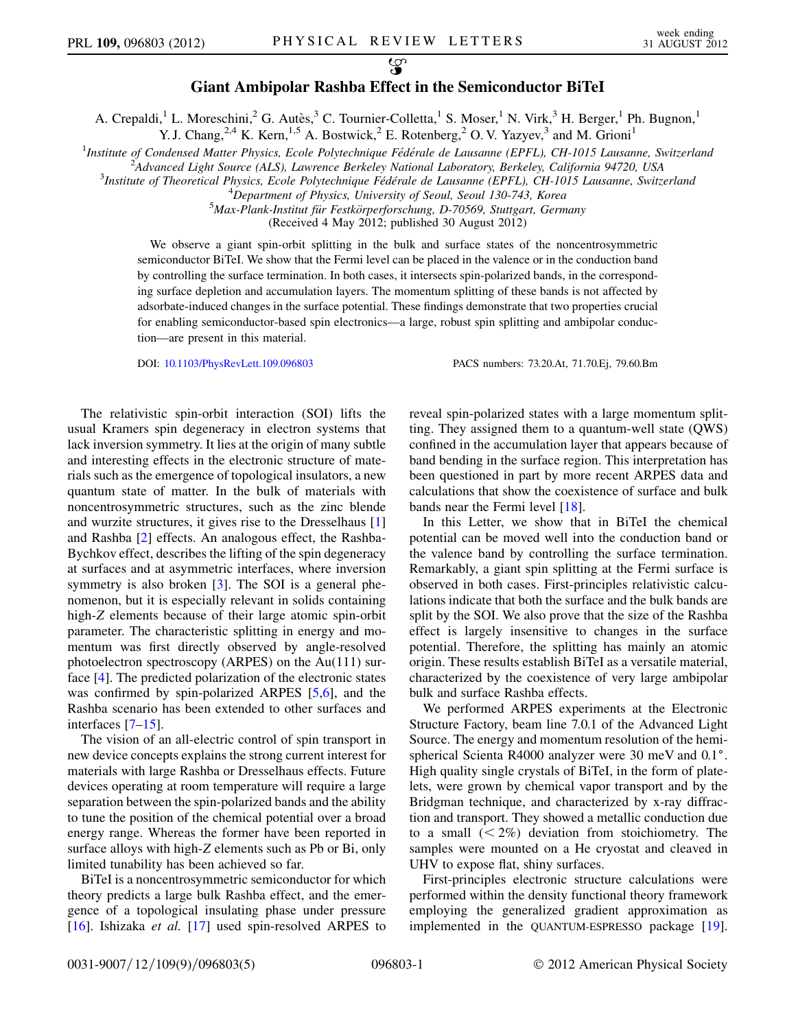# Giant Ambipolar Rashba Effect in the Semiconductor BiTeI

A. Crepaldi,[1] L. Moreschini,[2] G. Autès,[3] C. Tournier-Colletta,[1] S. Moser,[1] N. Virk,[3] H. Berger,[1] Ph. Bugnon,[1] Y. J. Chang,[2,4] K. Kern,[1,5] A. Bostwick,[2] E. Rotenberg,[2] O. V. Yazyev,[3] and M. Grioni[1]

[1]Institute of Condensed Matter Physics, Ecole Polytechnique Fédérale de Lausanne (EPFL), CH-1015 Lausanne, Switzerland
[2]Advanced Light Source (ALS), Lawrence Berkeley National Laboratory, Berkeley, California 94720, USA
[3]Institute of Theoretical Physics, Ecole Polytechnique Fédérale de Lausanne (EPFL), CH-1015 Lausanne, Switzerland
[4]Department of Physics, University of Seoul, Seoul 130-743, Korea
[5]Max-Plank-Institut für Festkörperforschung, D-70569, Stuttgart, Germany

(Received 4 May 2012; published 30 August 2012)

We observe a giant spin-orbit splitting in the bulk and surface states of the noncentrosymmetric semiconductor BiTeI. We show that the Fermi level can be placed in the valence or in the conduction band by controlling the surface termination. In both cases, it intersects spin-polarized bands, in the corresponding surface depletion and accumulation layers. The momentum splitting of these bands is not affected by adsorbate-induced changes in the surface potential. These findings demonstrate that two properties crucial for enabling semiconductor-based spin electronics—a large, robust spin splitting and ambipolar conduction—are present in this material.

DOI: 10.1103/PhysRevLett.109.096803 PACS numbers: 73.20.At, 71.70.Ej, 79.60.Bm

The relativistic spin-orbit interaction (SOI) lifts the usual Kramers spin degeneracy in electron systems that lack inversion symmetry. It lies at the origin of many subtle and interesting effects in the electronic structure of materials such as the emergence of topological insulators, a new quantum state of matter. In the bulk of materials with noncentrosymmetric structures, such as the zinc blende and wurzite structures, it gives rise to the Dresselhaus [1] and Rashba [2] effects. An analogous effect, the Rashba-Bychkov effect, describes the lifting of the spin degeneracy at surfaces and at asymmetric interfaces, where inversion symmetry is also broken [3]. The SOI is a general phenomenon, but it is especially relevant in solids containing high-$Z$ elements because of their large atomic spin-orbit parameter. The characteristic splitting in energy and momentum was first directly observed by angle-resolved photoelectron spectroscopy (ARPES) on the Au(111) surface [4]. The predicted polarization of the electronic states was confirmed by spin-polarized ARPES [5,6], and the Rashba scenario has been extended to other surfaces and interfaces [7–15].

The vision of an all-electric control of spin transport in new device concepts explains the strong current interest for materials with large Rashba or Dresselhaus effects. Future devices operating at room temperature will require a large separation between the spin-polarized bands and the ability to tune the position of the chemical potential over a broad energy range. Whereas the former have been reported in surface alloys with high-$Z$ elements such as Pb or Bi, only limited tunability has been achieved so far.

BiTeI is a noncentrosymmetric semiconductor for which theory predicts a large bulk Rashba effect, and the emergence of a topological insulating phase under pressure [16]. Ishizaka *et al.* [17] used spin-resolved ARPES to reveal spin-polarized states with a large momentum splitting. They assigned them to a quantum-well state (QWS) confined in the accumulation layer that appears because of band bending in the surface region. This interpretation has been questioned in part by more recent ARPES data and calculations that show the coexistence of surface and bulk bands near the Fermi level [18].

In this Letter, we show that in BiTeI the chemical potential can be moved well into the conduction band or the valence band by controlling the surface termination. Remarkably, a giant spin splitting at the Fermi surface is observed in both cases. First-principles relativistic calculations indicate that both the surface and the bulk bands are split by the SOI. We also prove that the size of the Rashba effect is largely insensitive to changes in the surface potential. Therefore, the splitting has mainly an atomic origin. These results establish BiTeI as a versatile material, characterized by the coexistence of very large ambipolar bulk and surface Rashba effects.

We performed ARPES experiments at the Electronic Structure Factory, beam line 7.0.1 of the Advanced Light Source. The energy and momentum resolution of the hemispherical Scienta R4000 analyzer were 30 meV and 0.1°. High quality single crystals of BiTeI, in the form of platelets, were grown by chemical vapor transport and by the Bridgman technique, and characterized by x-ray diffraction and transport. They showed a metallic conduction due to a small ($< 2\%$) deviation from stoichiometry. The samples were mounted on a He cryostat and cleaved in UHV to expose flat, shiny surfaces.

First-principles electronic structure calculations were performed within the density functional theory framework employing the generalized gradient approximation as implemented in the QUANTUM-ESPRESSO package [19].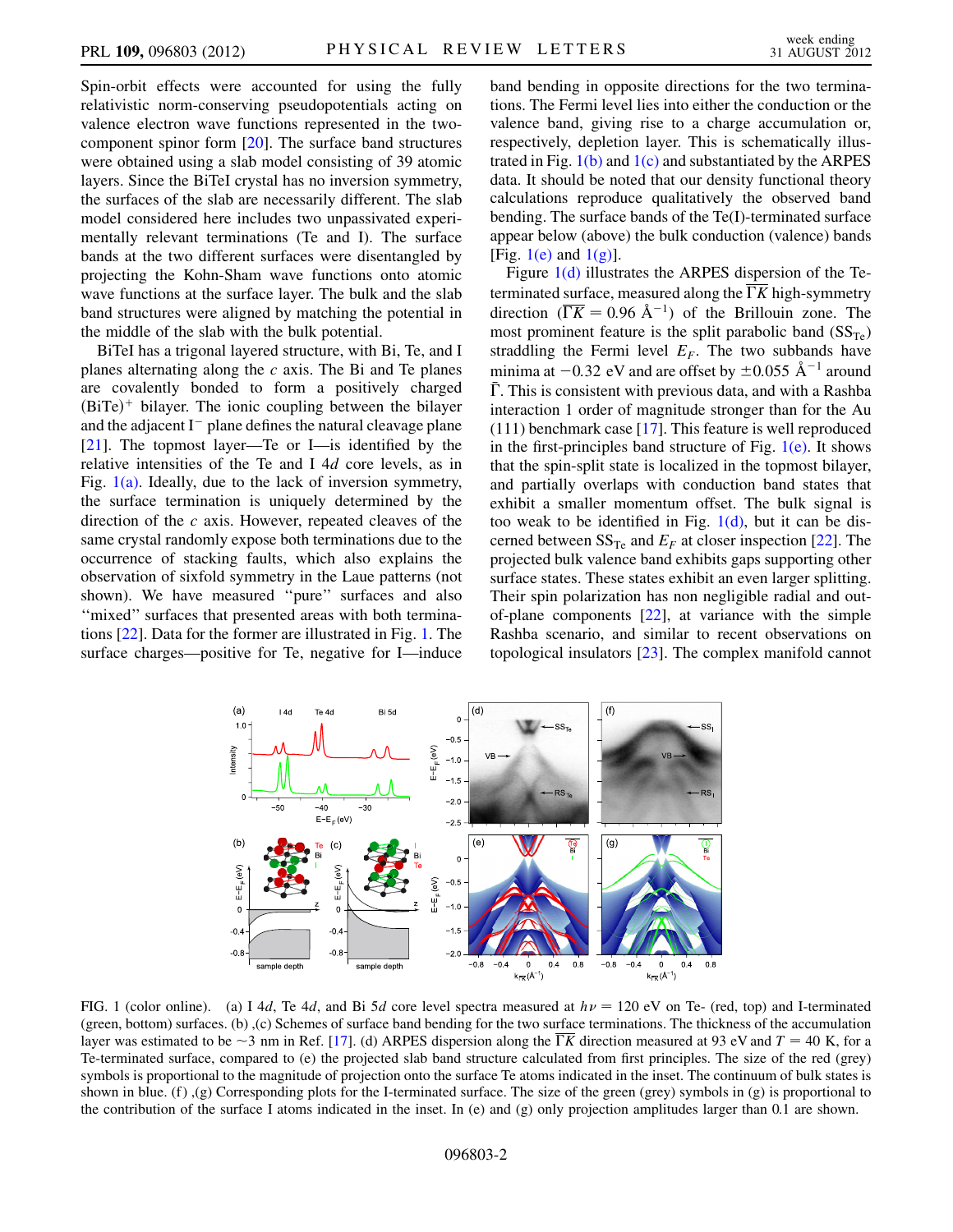Spin-orbit effects were accounted for using the fully relativistic norm-conserving pseudopotentials acting on valence electron wave functions represented in the two-component spinor form [20]. The surface band structures were obtained using a slab model consisting of 39 atomic layers. Since the BiTeI crystal has no inversion symmetry, the surfaces of the slab are necessarily different. The slab model considered here includes two unpassivated experimentally relevant terminations (Te and I). The surface bands at the two different surfaces were disentangled by projecting the Kohn-Sham wave functions onto atomic wave functions at the surface layer. The bulk and the slab band structures were aligned by matching the potential in the middle of the slab with the bulk potential.

BiTeI has a trigonal layered structure, with Bi, Te, and I planes alternating along the $c$ axis. The Bi and Te planes are covalently bonded to form a positively charged $(BiTe)^{+}$ bilayer. The ionic coupling between the bilayer and the adjacent $I^{-}$ plane defines the natural cleavage plane [21]. The topmost layer—Te or I—is identified by the relative intensities of the Te and I $4d$ core levels, as in Fig. 1(a). Ideally, due to the lack of inversion symmetry, the surface termination is uniquely determined by the direction of the $c$ axis. However, repeated cleaves of the same crystal randomly expose both terminations due to the occurrence of stacking faults, which also explains the observation of sixfold symmetry in the Laue patterns (not shown). We have measured "pure" surfaces and also "mixed" surfaces that presented areas with both terminations [22]. Data for the former are illustrated in Fig. 1. The surface charges—positive for Te, negative for I—induce band bending in opposite directions for the two terminations. The Fermi level lies into either the conduction or the valence band, giving rise to a charge accumulation or, respectively, depletion layer. This is schematically illustrated in Fig. 1(b) and 1(c) and substantiated by the ARPES data. It should be noted that our density functional theory calculations reproduce qualitatively the observed band bending. The surface bands of the Te(I)-terminated surface appear below (above) the bulk conduction (valence) bands [Fig. 1(e) and 1(g)].

Figure 1(d) illustrates the ARPES dispersion of the Te-terminated surface, measured along the $\overline{\Gamma K}$ high-symmetry direction ($\overline{\Gamma K} = 0.96$ Å$^{-1}$) of the Brillouin zone. The most prominent feature is the split parabolic band ($SS_{Te}$) straddling the Fermi level $E_F$. The two subbands have minima at $-0.32$ eV and are offset by $\pm 0.055$ Å$^{-1}$ around $\bar{\Gamma}$. This is consistent with previous data, and with a Rashba interaction 1 order of magnitude stronger than for the Au (111) benchmark case [17]. This feature is well reproduced in the first-principles band structure of Fig. 1(e). It shows that the spin-split state is localized in the topmost bilayer, and partially overlaps with conduction band states that exhibit a smaller momentum offset. The bulk signal is too weak to be identified in Fig. 1(d), but it can be discerned between $SS_{Te}$ and $E_F$ at closer inspection [22]. The projected bulk valence band exhibits gaps supporting other surface states. These states exhibit an even larger splitting. Their spin polarization has non negligible radial and out-of-plane components [22], at variance with the simple Rashba scenario, and similar to recent observations on topological insulators [23]. The complex manifold cannot

FIG. 1 (color online). (a) I $4d$, Te $4d$, and Bi $5d$ core level spectra measured at $h\nu = 120$ eV on Te- (red, top) and I-terminated (green, bottom) surfaces. (b) ,(c) Schemes of surface band bending for the two surface terminations. The thickness of the accumulation layer was estimated to be $\sim$3 nm in Ref. [17]. (d) ARPES dispersion along the $\overline{\Gamma K}$ direction measured at 93 eV and $T = 40$ K, for a Te-terminated surface, compared to (e) the projected slab band structure calculated from first principles. The size of the red (grey) symbols is proportional to the magnitude of projection onto the surface Te atoms indicated in the inset. The continuum of bulk states is shown in blue. (f) ,(g) Corresponding plots for the I-terminated surface. The size of the green (grey) symbols in (g) is proportional to the contribution of the surface I atoms indicated in the inset. In (e) and (g) only projection amplitudes larger than 0.1 are shown.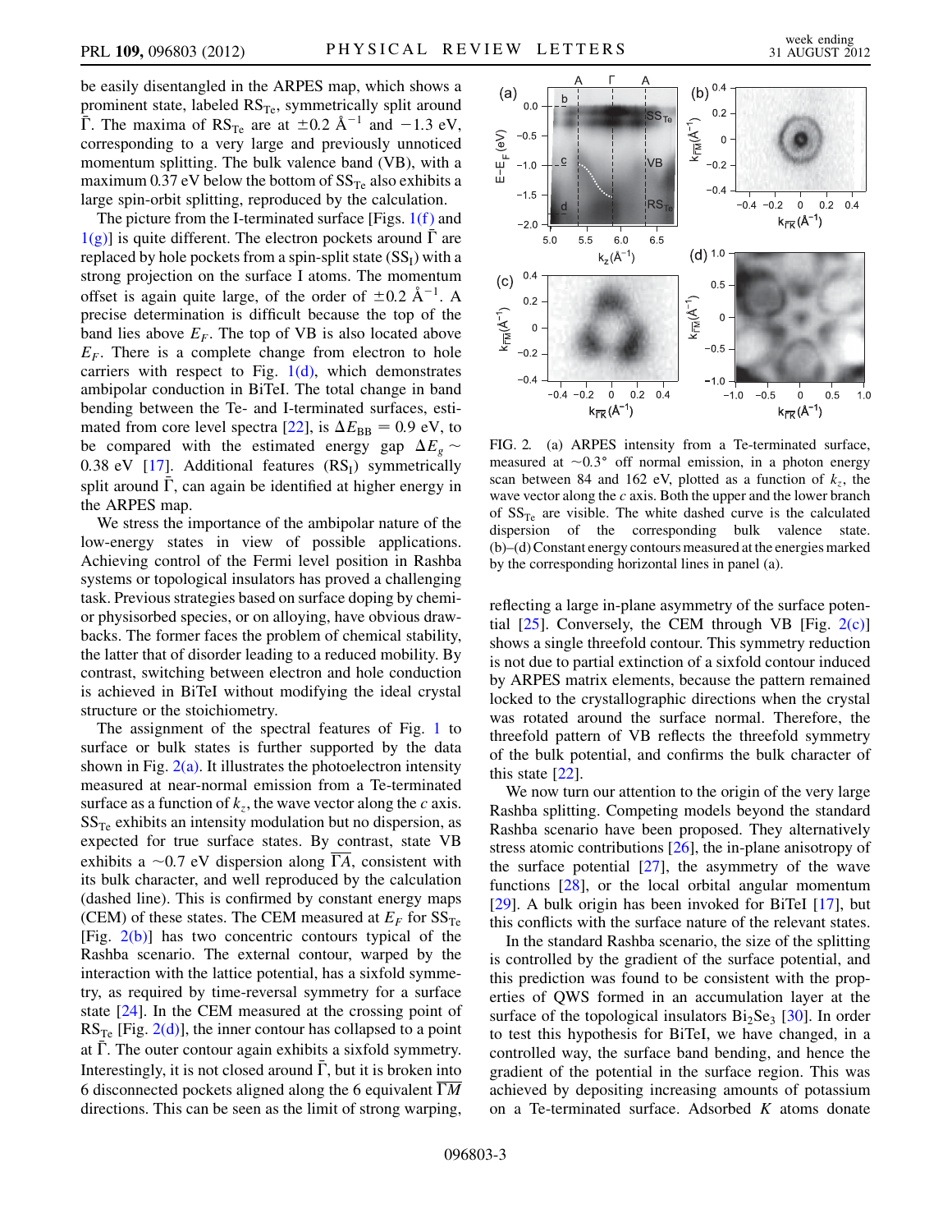be easily disentangled in the ARPES map, which shows a prominent state, labeled $RS_{Te}$, symmetrically split around $\bar{\Gamma}$. The maxima of $RS_{Te}$ are at $\pm0.2$ Å$^{-1}$ and $-1.3$ eV, corresponding to a very large and previously unnoticed momentum splitting. The bulk valence band (VB), with a maximum 0.37 eV below the bottom of $SS_{Te}$ also exhibits a large spin-orbit splitting, reproduced by the calculation.

The picture from the I-terminated surface [Figs. 1(f) and 1(g)] is quite different. The electron pockets around $\bar{\Gamma}$ are replaced by hole pockets from a spin-split state ($SS_I$) with a strong projection on the surface I atoms. The momentum offset is again quite large, of the order of $\pm0.2$ Å$^{-1}$. A precise determination is difficult because the top of the band lies above $E_F$. The top of VB is also located above $E_F$. There is a complete change from electron to hole carriers with respect to Fig. 1(d), which demonstrates ambipolar conduction in BiTeI. The total change in band bending between the Te- and I-terminated surfaces, estimated from core level spectra [22], is $\Delta E_{BB} = 0.9$ eV, to be compared with the estimated energy gap $\Delta E_g \sim 0.38$ eV [17]. Additional features ($RS_I$) symmetrically split around $\bar{\Gamma}$, can again be identified at higher energy in the ARPES map.

We stress the importance of the ambipolar nature of the low-energy states in view of possible applications. Achieving control of the Fermi level position in Rashba systems or topological insulators has proved a challenging task. Previous strategies based on surface doping by chemi- or physisorbed species, or on alloying, have obvious drawbacks. The former faces the problem of chemical stability, the latter that of disorder leading to a reduced mobility. By contrast, switching between electron and hole conduction is achieved in BiTeI without modifying the ideal crystal structure or the stoichiometry.

The assignment of the spectral features of Fig. 1 to surface or bulk states is further supported by the data shown in Fig. 2(a). It illustrates the photoelectron intensity measured at near-normal emission from a Te-terminated surface as a function of $k_z$, the wave vector along the $c$ axis. $SS_{Te}$ exhibits an intensity modulation but no dispersion, as expected for true surface states. By contrast, state VB exhibits a $\sim$0.7 eV dispersion along $\overline{\Gamma A}$, consistent with its bulk character, and well reproduced by the calculation (dashed line). This is confirmed by constant energy maps (CEM) of these states. The CEM measured at $E_F$ for $SS_{Te}$ [Fig. 2(b)] has two concentric contours typical of the Rashba scenario. The external contour, warped by the interaction with the lattice potential, has a sixfold symmetry, as required by time-reversal symmetry for a surface state [24]. In the CEM measured at the crossing point of $RS_{Te}$ [Fig. 2(d)], the inner contour has collapsed to a point at $\bar{\Gamma}$. The outer contour again exhibits a sixfold symmetry. Interestingly, it is not closed around $\bar{\Gamma}$, but it is broken into 6 disconnected pockets aligned along the 6 equivalent $\overline{\Gamma M}$ directions. This can be seen as the limit of strong warping, reflecting a large in-plane asymmetry of the surface potential [25]. Conversely, the CEM through VB [Fig. 2(c)] shows a single threefold contour. This symmetry reduction is not due to partial extinction of a sixfold contour induced by ARPES matrix elements, because the pattern remained locked to the crystallographic directions when the crystal was rotated around the surface normal. Therefore, the threefold pattern of VB reflects the threefold symmetry of the bulk potential, and confirms the bulk character of this state [22].

FIG. 2. (a) ARPES intensity from a Te-terminated surface, measured at $\sim$0.3° off normal emission, in a photon energy scan between 84 and 162 eV, plotted as a function of $k_z$, the wave vector along the $c$ axis. Both the upper and the lower branch of $SS_{Te}$ are visible. The white dashed curve is the calculated dispersion of the corresponding bulk valence state. (b)–(d) Constant energy contours measured at the energies marked by the corresponding horizontal lines in panel (a).

We now turn our attention to the origin of the very large Rashba splitting. Competing models beyond the standard Rashba scenario have been proposed. They alternatively stress atomic contributions [26], the in-plane anisotropy of the surface potential [27], the asymmetry of the wave functions [28], or the local orbital angular momentum [29]. A bulk origin has been invoked for BiTeI [17], but this conflicts with the surface nature of the relevant states.

In the standard Rashba scenario, the size of the splitting is controlled by the gradient of the surface potential, and this prediction was found to be consistent with the properties of QWS formed in an accumulation layer at the surface of the topological insulators $Bi_2Se_3$ [30]. In order to test this hypothesis for BiTeI, we have changed, in a controlled way, the surface band bending, and hence the gradient of the potential in the surface region. This was achieved by depositing increasing amounts of potassium on a Te-terminated surface. Adsorbed $K$ atoms donate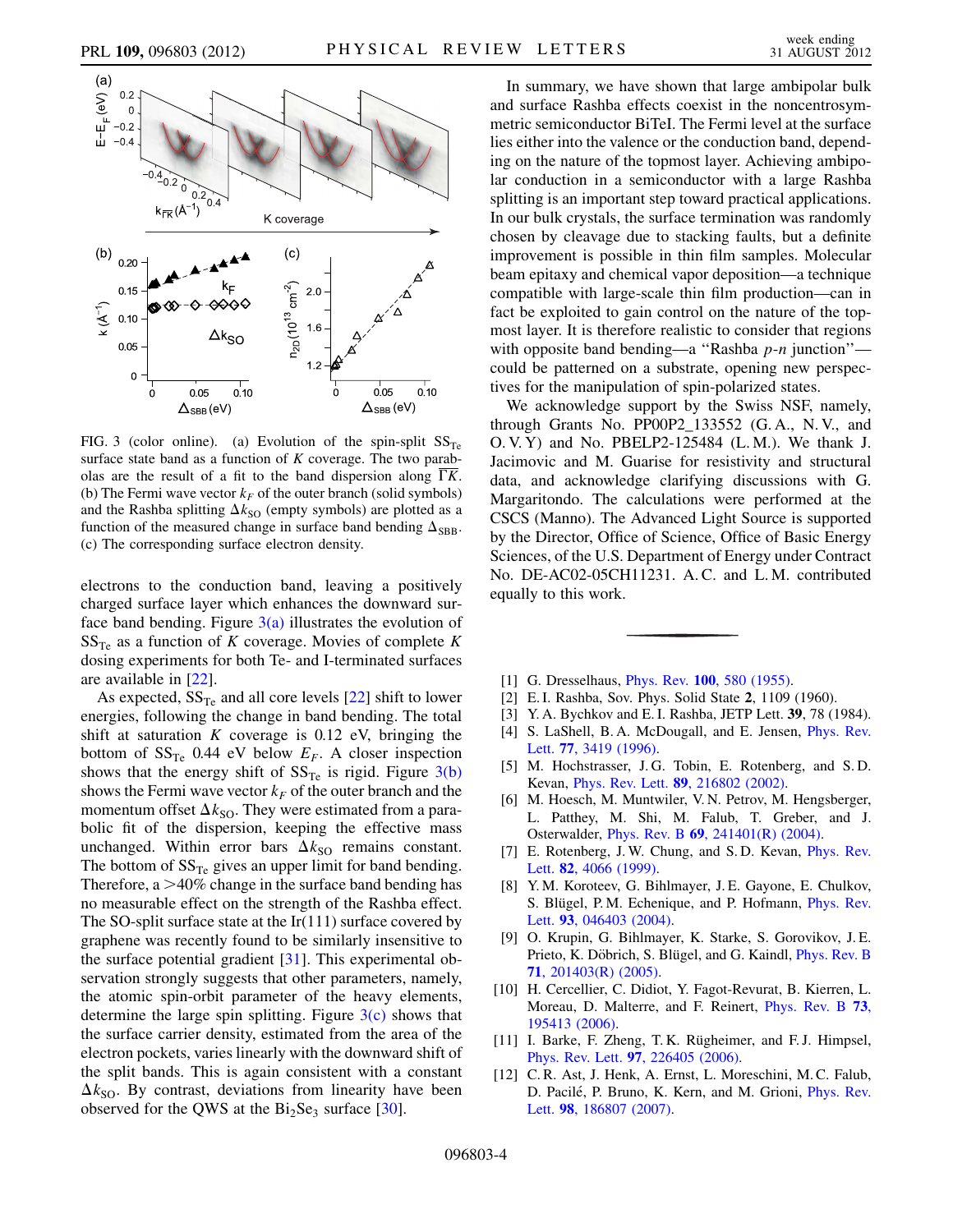FIG. 3 (color online). (a) Evolution of the spin-split $SS_{Te}$ surface state band as a function of $K$ coverage. The two parabolas are the result of a fit to the band dispersion along $\overline{\Gamma K}$. (b) The Fermi wave vector $k_F$ of the outer branch (solid symbols) and the Rashba splitting $\Delta k_{SO}$ (empty symbols) are plotted as a function of the measured change in surface band bending $\Delta_{SBB}$. (c) The corresponding surface electron density.

electrons to the conduction band, leaving a positively charged surface layer which enhances the downward surface band bending. Figure 3(a) illustrates the evolution of $SS_{Te}$ as a function of $K$ coverage. Movies of complete $K$ dosing experiments for both Te- and I-terminated surfaces are available in [22].

As expected, $SS_{Te}$ and all core levels [22] shift to lower energies, following the change in band bending. The total shift at saturation $K$ coverage is 0.12 eV, bringing the bottom of $SS_{Te}$ 0.44 eV below $E_F$. A closer inspection shows that the energy shift of $SS_{Te}$ is rigid. Figure 3(b) shows the Fermi wave vector $k_F$ of the outer branch and the momentum offset $\Delta k_{SO}$. They were estimated from a parabolic fit of the dispersion, keeping the effective mass unchanged. Within error bars $\Delta k_{SO}$ remains constant. The bottom of $SS_{Te}$ gives an upper limit for band bending. Therefore, a >40% change in the surface band bending has no measurable effect on the strength of the Rashba effect. The SO-split surface state at the Ir(111) surface covered by graphene was recently found to be similarly insensitive to the surface potential gradient [31]. This experimental observation strongly suggests that other parameters, namely, the atomic spin-orbit parameter of the heavy elements, determine the large spin splitting. Figure 3(c) shows that the surface carrier density, estimated from the area of the electron pockets, varies linearly with the downward shift of the split bands. This is again consistent with a constant $\Delta k_{SO}$. By contrast, deviations from linearity have been observed for the QWS at the $Bi_2Se_3$ surface [30].

In summary, we have shown that large ambipolar bulk and surface Rashba effects coexist in the noncentrosymmetric semiconductor BiTeI. The Fermi level at the surface lies either into the valence or the conduction band, depending on the nature of the topmost layer. Achieving ambipolar conduction in a semiconductor with a large Rashba splitting is an important step toward practical applications. In our bulk crystals, the surface termination was randomly chosen by cleavage due to stacking faults, but a definite improvement is possible in thin film samples. Molecular beam epitaxy and chemical vapor deposition—a technique compatible with large-scale thin film production—can in fact be exploited to gain control on the nature of the topmost layer. It is therefore realistic to consider that regions with opposite band bending—a "Rashba *p-n* junction"—could be patterned on a substrate, opening new perspectives for the manipulation of spin-polarized states.

We acknowledge support by the Swiss NSF, namely, through Grants No. PP00P2_133552 (G. A., N. V., and O. V. Y) and No. PBELP2-125484 (L. M.). We thank J. Jacimovic and M. Guarise for resistivity and structural data, and acknowledge clarifying discussions with G. Margaritondo. The calculations were performed at the CSCS (Manno). The Advanced Light Source is supported by the Director, Office of Science, Office of Basic Energy Sciences, of the U.S. Department of Energy under Contract No. DE-AC02-05CH11231. A. C. and L. M. contributed equally to this work.

---

[1] G. Dresselhaus, Phys. Rev. **100**, 580 (1955).
[2] E. I. Rashba, Sov. Phys. Solid State **2**, 1109 (1960).
[3] Y. A. Bychkov and E. I. Rashba, JETP Lett. **39**, 78 (1984).
[4] S. LaShell, B. A. McDougall, and E. Jensen, Phys. Rev. Lett. **77**, 3419 (1996).
[5] M. Hochstrasser, J. G. Tobin, E. Rotenberg, and S. D. Kevan, Phys. Rev. Lett. **89**, 216802 (2002).
[6] M. Hoesch, M. Muntwiler, V. N. Petrov, M. Hengsberger, L. Patthey, M. Shi, M. Falub, T. Greber, and J. Osterwalder, Phys. Rev. B **69**, 241401(R) (2004).
[7] E. Rotenberg, J. W. Chung, and S. D. Kevan, Phys. Rev. Lett. **82**, 4066 (1999).
[8] Y. M. Koroteev, G. Bihlmayer, J. E. Gayone, E. Chulkov, S. Blügel, P. M. Echenique, and P. Hofmann, Phys. Rev. Lett. **93**, 046403 (2004).
[9] O. Krupin, G. Bihlmayer, K. Starke, S. Gorovikov, J. E. Prieto, K. Döbrich, S. Blügel, and G. Kaindl, Phys. Rev. B **71**, 201403(R) (2005).
[10] H. Cercellier, C. Didiot, Y. Fagot-Revurat, B. Kierren, L. Moreau, D. Malterre, and F. Reinert, Phys. Rev. B **73**, 195413 (2006).
[11] I. Barke, F. Zheng, T. K. Rügheimer, and F. J. Himpsel, Phys. Rev. Lett. **97**, 226405 (2006).
[12] C. R. Ast, J. Henk, A. Ernst, L. Moreschini, M. C. Falub, D. Pacilé, P. Bruno, K. Kern, and M. Grioni, Phys. Rev. Lett. **98**, 186807 (2007).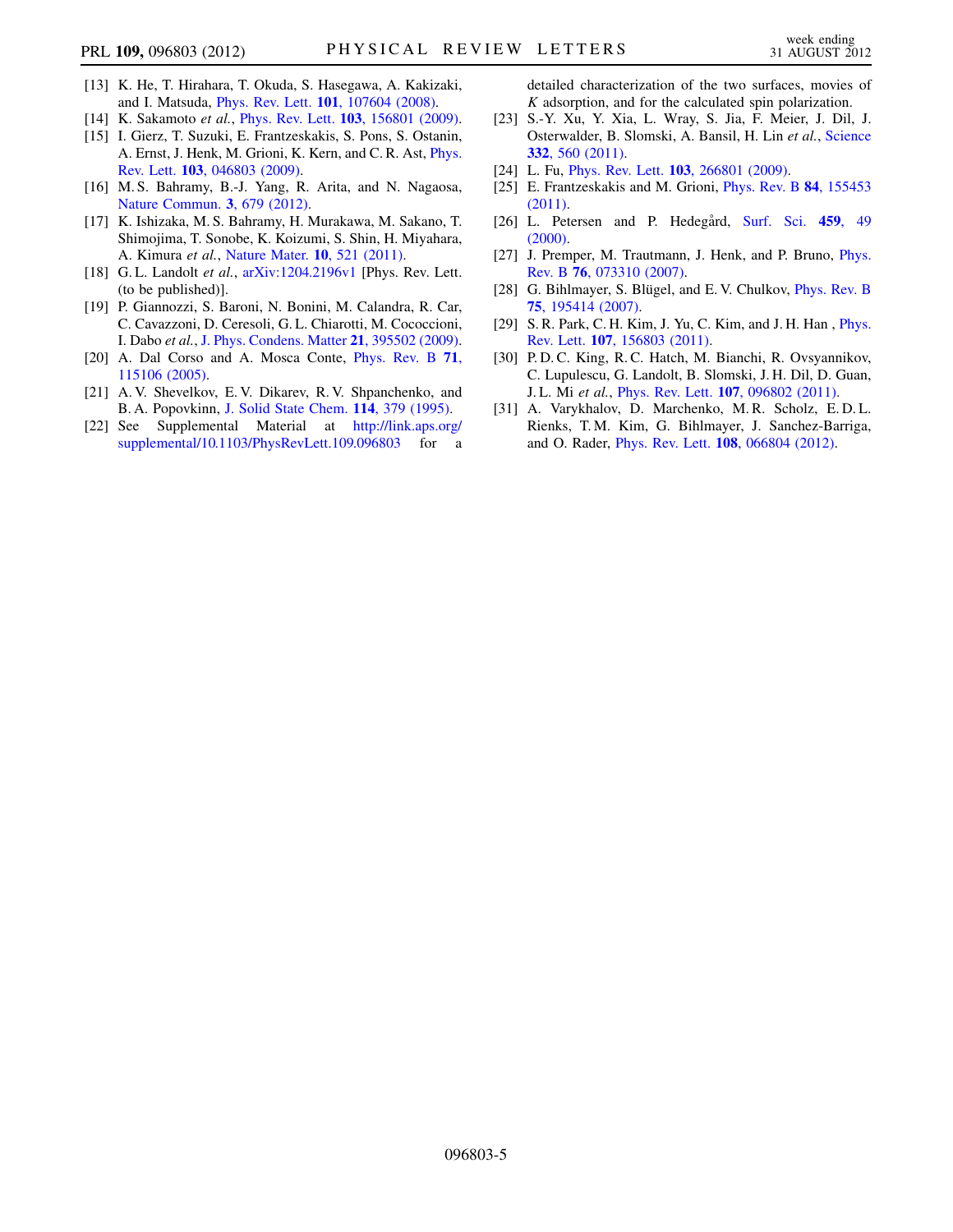[13] K. He, T. Hirahara, T. Okuda, S. Hasegawa, A. Kakizaki, and I. Matsuda, Phys. Rev. Lett. **101**, 107604 (2008).

[14] K. Sakamoto *et al.*, Phys. Rev. Lett. **103**, 156801 (2009).

[15] I. Gierz, T. Suzuki, E. Frantzeskakis, S. Pons, S. Ostanin, A. Ernst, J. Henk, M. Grioni, K. Kern, and C. R. Ast, Phys. Rev. Lett. **103**, 046803 (2009).

[16] M. S. Bahramy, B.-J. Yang, R. Arita, and N. Nagaosa, Nature Commun. **3**, 679 (2012).

[17] K. Ishizaka, M. S. Bahramy, H. Murakawa, M. Sakano, T. Shimojima, T. Sonobe, K. Koizumi, S. Shin, H. Miyahara, A. Kimura *et al.*, Nature Mater. **10**, 521 (2011).

[18] G. L. Landolt *et al.*, arXiv:1204.2196v1 [Phys. Rev. Lett. (to be published)].

[19] P. Giannozzi, S. Baroni, N. Bonini, M. Calandra, R. Car, C. Cavazzoni, D. Ceresoli, G. L. Chiarotti, M. Cococcioni, I. Dabo *et al.*, J. Phys. Condens. Matter **21**, 395502 (2009).

[20] A. Dal Corso and A. Mosca Conte, Phys. Rev. B **71**, 115106 (2005).

[21] A. V. Shevelkov, E. V. Dikarev, R. V. Shpanchenko, and B. A. Popovkinn, J. Solid State Chem. **114**, 379 (1995).

[22] See Supplemental Material at http://link.aps.org/supplemental/10.1103/PhysRevLett.109.096803 for a detailed characterization of the two surfaces, movies of $K$ adsorption, and for the calculated spin polarization.

[23] S.-Y. Xu, Y. Xia, L. Wray, S. Jia, F. Meier, J. Dil, J. Osterwalder, B. Slomski, A. Bansil, H. Lin *et al.*, Science **332**, 560 (2011).

[24] L. Fu, Phys. Rev. Lett. **103**, 266801 (2009).

[25] E. Frantzeskakis and M. Grioni, Phys. Rev. B **84**, 155453 (2011).

[26] L. Petersen and P. Hedegård, Surf. Sci. **459**, 49 (2000).

[27] J. Premper, M. Trautmann, J. Henk, and P. Bruno, Phys. Rev. B **76**, 073310 (2007).

[28] G. Bihlmayer, S. Blügel, and E. V. Chulkov, Phys. Rev. B **75**, 195414 (2007).

[29] S. R. Park, C. H. Kim, J. Yu, C. Kim, and J. H. Han , Phys. Rev. Lett. **107**, 156803 (2011).

[30] P. D. C. King, R. C. Hatch, M. Bianchi, R. Ovsyannikov, C. Lupulescu, G. Landolt, B. Slomski, J. H. Dil, D. Guan, J. L. Mi *et al.*, Phys. Rev. Lett. **107**, 096802 (2011).

[31] A. Varykhalov, D. Marchenko, M. R. Scholz, E. D. L. Rienks, T. M. Kim, G. Bihlmayer, J. Sanchez-Barriga, and O. Rader, Phys. Rev. Lett. **108**, 066804 (2012).